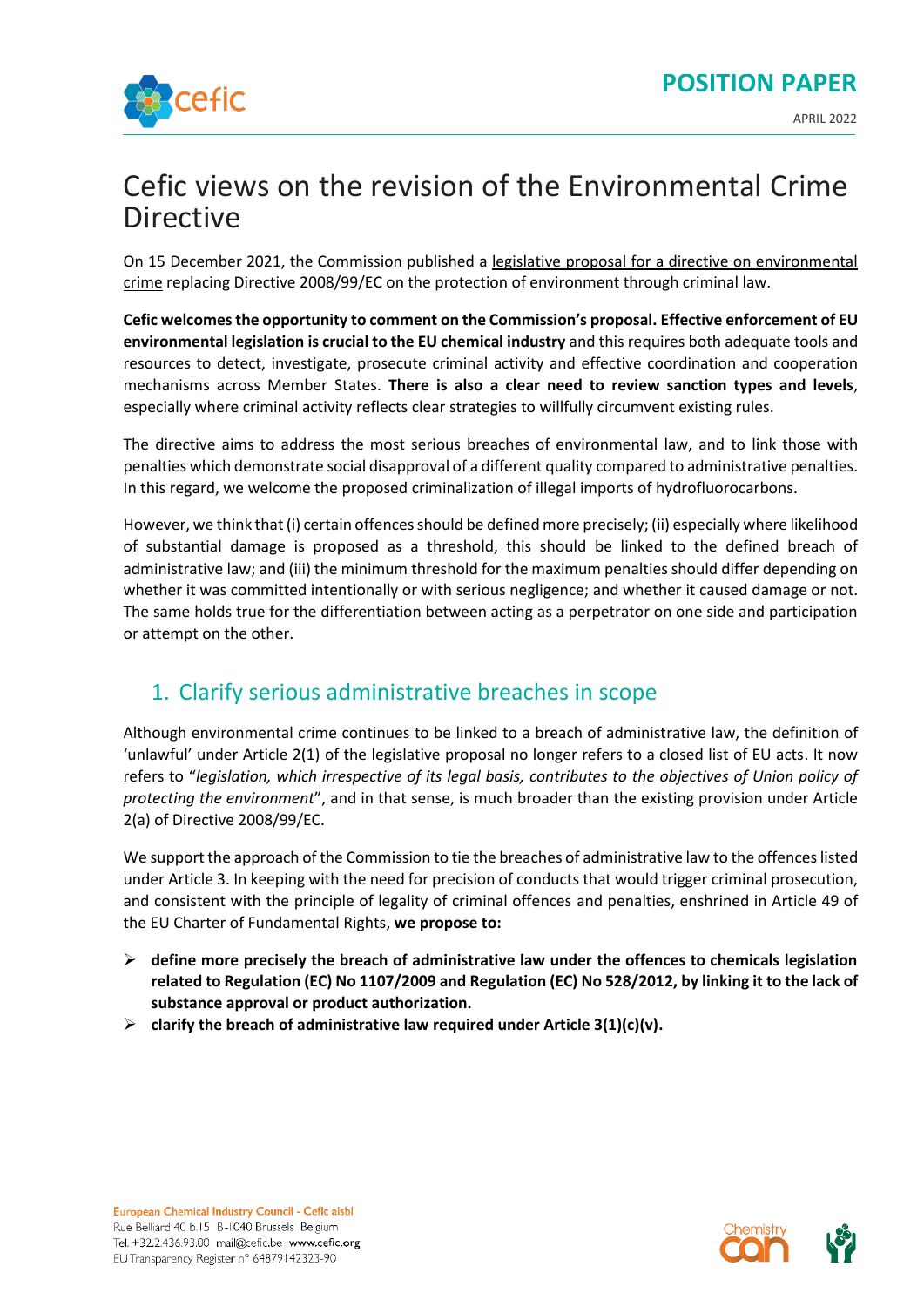POSITION PAPER

APRIL 2022

# Cefic views on the revision of the Environmental Crime Directive

On 15 December 2021, the Commission published a legislative proposal for a directive on environmental crime replacing Directive 2008/99/EC on the protection of environment through criminal law.

**Cefic welcomes the opportunity to comment on the Commission's proposal. Effective enforcement of EU environmental legislation is crucial to the EU chemical industry** and this requires both adequate tools and resources to detect, investigate, prosecute criminal activity and effective coordination and cooperation mechanisms across Member States. **There is also a clear need to review sanction types and levels**, especially where criminal activity reflects clear strategies to willfully circumvent existing rules.

The directive aims to address the most serious breaches of environmental law, and to link those with penalties which demonstrate social disapproval of a different quality compared to administrative penalties. In this regard, we welcome the proposed criminalization of illegal imports of hydrofluorocarbons.

However, we think that (i) certain offences should be defined more precisely; (ii) especially where likelihood of substantial damage is proposed as a threshold, this should be linked to the defined breach of administrative law; and (iii) the minimum threshold for the maximum penalties should differ depending on whether it was committed intentionally or with serious negligence; and whether it caused damage or not. The same holds true for the differentiation between acting as a perpetrator on one side and participation or attempt on the other.

## 1. Clarify serious administrative breaches in scope

Although environmental crime continues to be linked to a breach of administrative law, the definition of 'unlawful' under Article 2(1) of the legislative proposal no longer refers to a closed list of EU acts. It now refers to "*legislation, which irrespective of its legal basis, contributes to the objectives of Union policy of protecting the environment*", and in that sense, is much broader than the existing provision under Article 2(a) of Directive 2008/99/EC.

We support the approach of the Commission to tie the breaches of administrative law to the offences listed under Article 3. In keeping with the need for precision of conducts that would trigger criminal prosecution, and consistent with the principle of legality of criminal offences and penalties, enshrined in Article 49 of the EU Charter of Fundamental Rights, **we propose to:**

- **define more precisely the breach of administrative law under the offences to chemicals legislation related to Regulation (EC) No 1107/2009 and Regulation (EC) No 528/2012, by linking it to the lack of substance approval or product authorization.**
- **clarify the breach of administrative law required under Article 3(1)(c)(v).**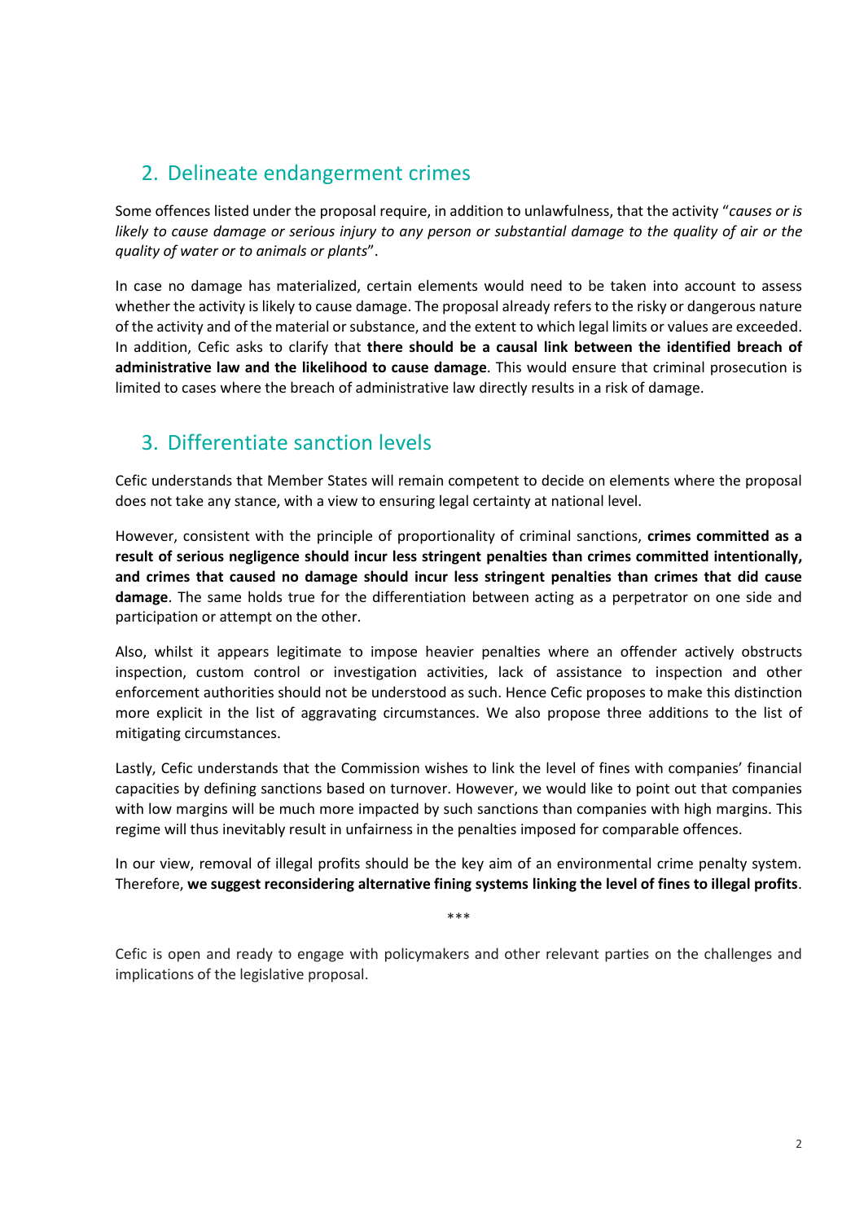## 2. Delineate endangerment crimes

Some offences listed under the proposal require, in addition to unlawfulness, that the activity "*causes or is likely to cause damage or serious injury to any person or substantial damage to the quality of air or the quality of water or to animals or plants*".

In case no damage has materialized, certain elements would need to be taken into account to assess whether the activity is likely to cause damage. The proposal already refers to the risky or dangerous nature of the activity and of the material or substance, and the extent to which legal limits or values are exceeded. In addition, Cefic asks to clarify that **there should be a causal link between the identified breach of administrative law and the likelihood to cause damage**. This would ensure that criminal prosecution is limited to cases where the breach of administrative law directly results in a risk of damage.

## 3. Differentiate sanction levels

Cefic understands that Member States will remain competent to decide on elements where the proposal does not take any stance, with a view to ensuring legal certainty at national level.

However, consistent with the principle of proportionality of criminal sanctions, **crimes committed as a result of serious negligence should incur less stringent penalties than crimes committed intentionally, and crimes that caused no damage should incur less stringent penalties than crimes that did cause damage**. The same holds true for the differentiation between acting as a perpetrator on one side and participation or attempt on the other.

Also, whilst it appears legitimate to impose heavier penalties where an offender actively obstructs inspection, custom control or investigation activities, lack of assistance to inspection and other enforcement authorities should not be understood as such. Hence Cefic proposes to make this distinction more explicit in the list of aggravating circumstances. We also propose three additions to the list of mitigating circumstances.

Lastly, Cefic understands that the Commission wishes to link the level of fines with companies' financial capacities by defining sanctions based on turnover. However, we would like to point out that companies with low margins will be much more impacted by such sanctions than companies with high margins. This regime will thus inevitably result in unfairness in the penalties imposed for comparable offences.

In our view, removal of illegal profits should be the key aim of an environmental crime penalty system. Therefore, **we suggest reconsidering alternative fining systems linking the level of fines to illegal profits**.

***

Cefic is open and ready to engage with policymakers and other relevant parties on the challenges and implications of the legislative proposal.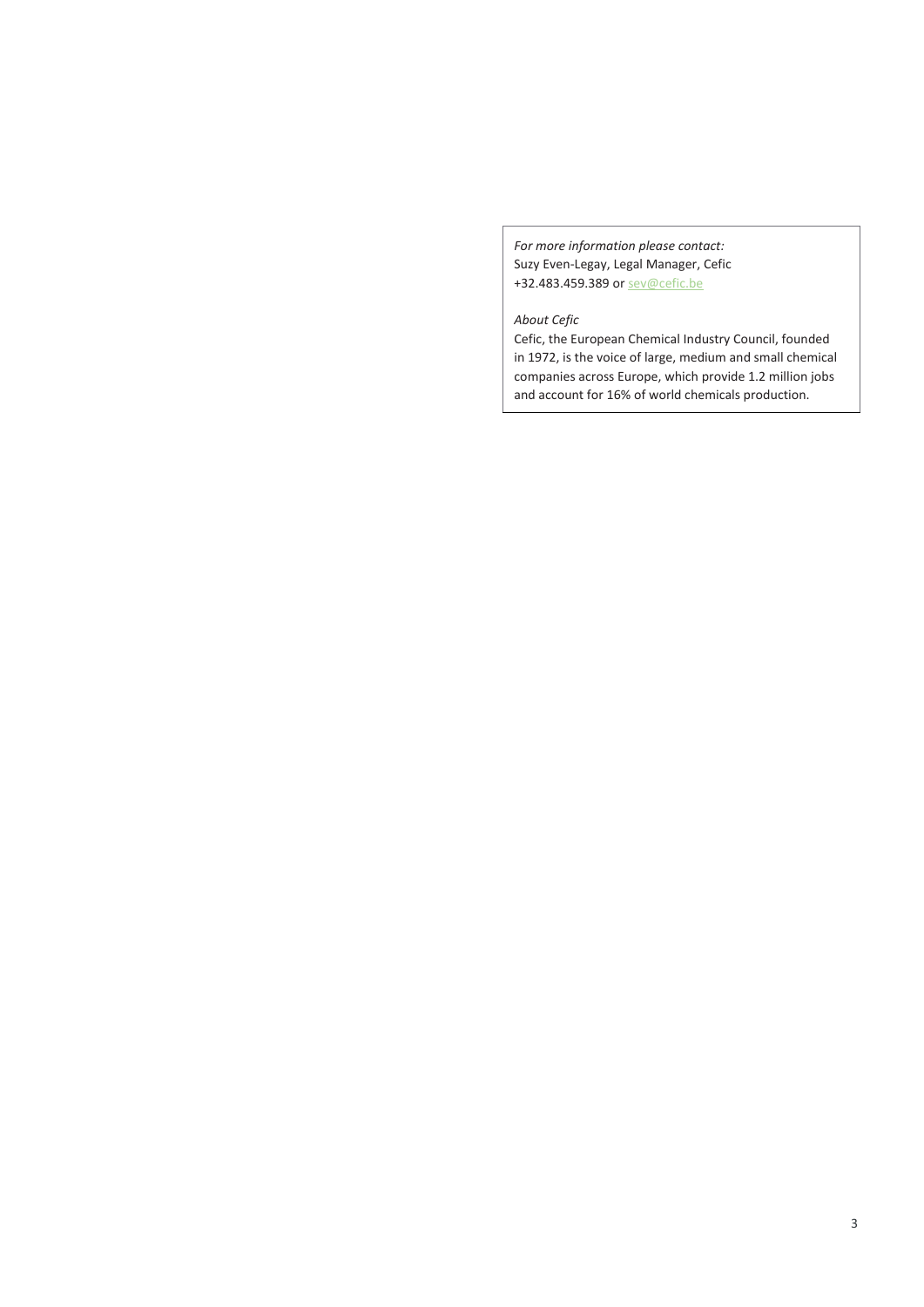*For more information please contact:*
Suzy Even-Legay, Legal Manager, Cefic
+32.483.459.389 or sev@cefic.be

*About Cefic*
Cefic, the European Chemical Industry Council, founded in 1972, is the voice of large, medium and small chemical companies across Europe, which provide 1.2 million jobs and account for 16% of world chemicals production.